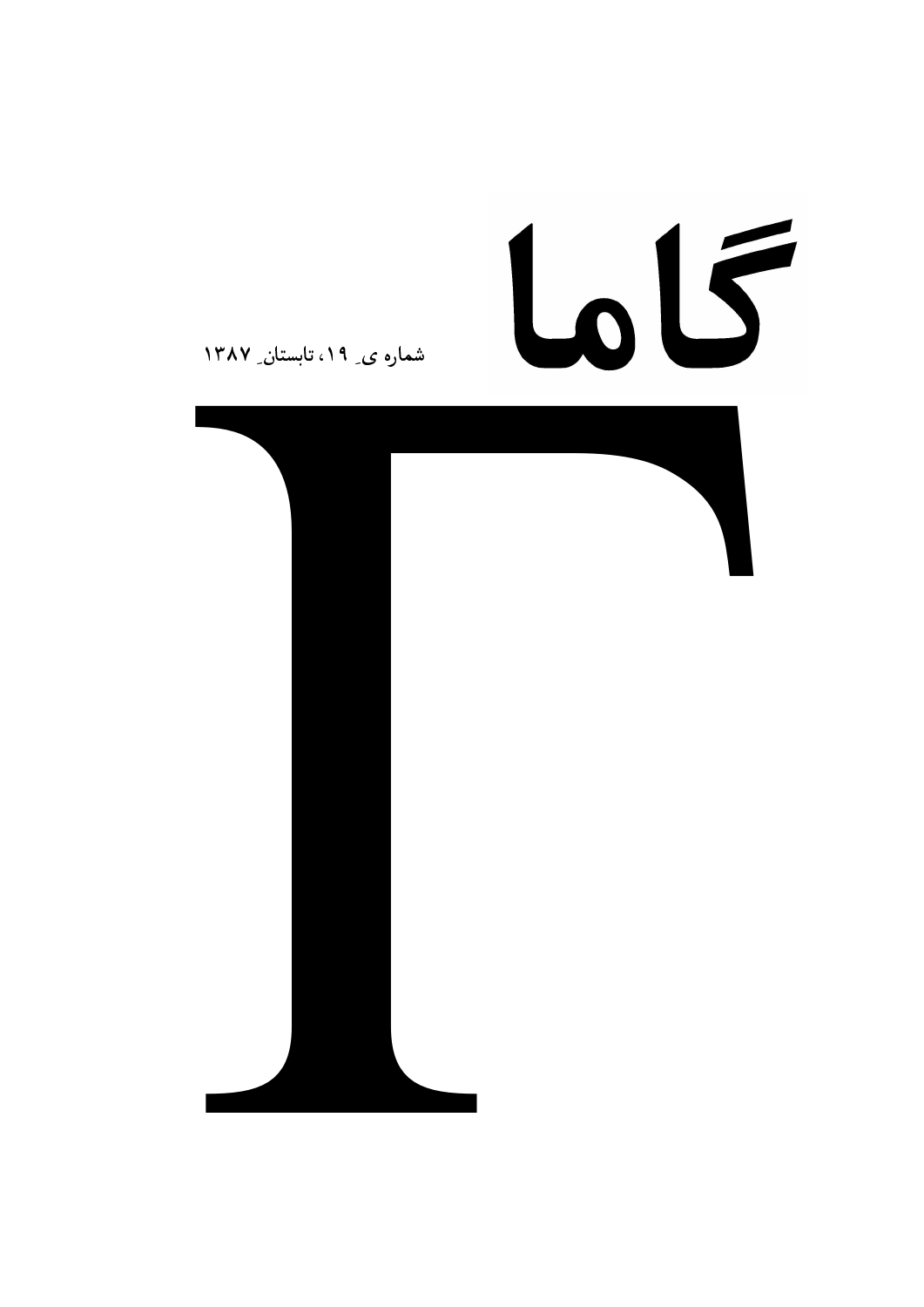# گاما

**شماره ی ۱۹، تابستان ۱۳۸۷**

# Γ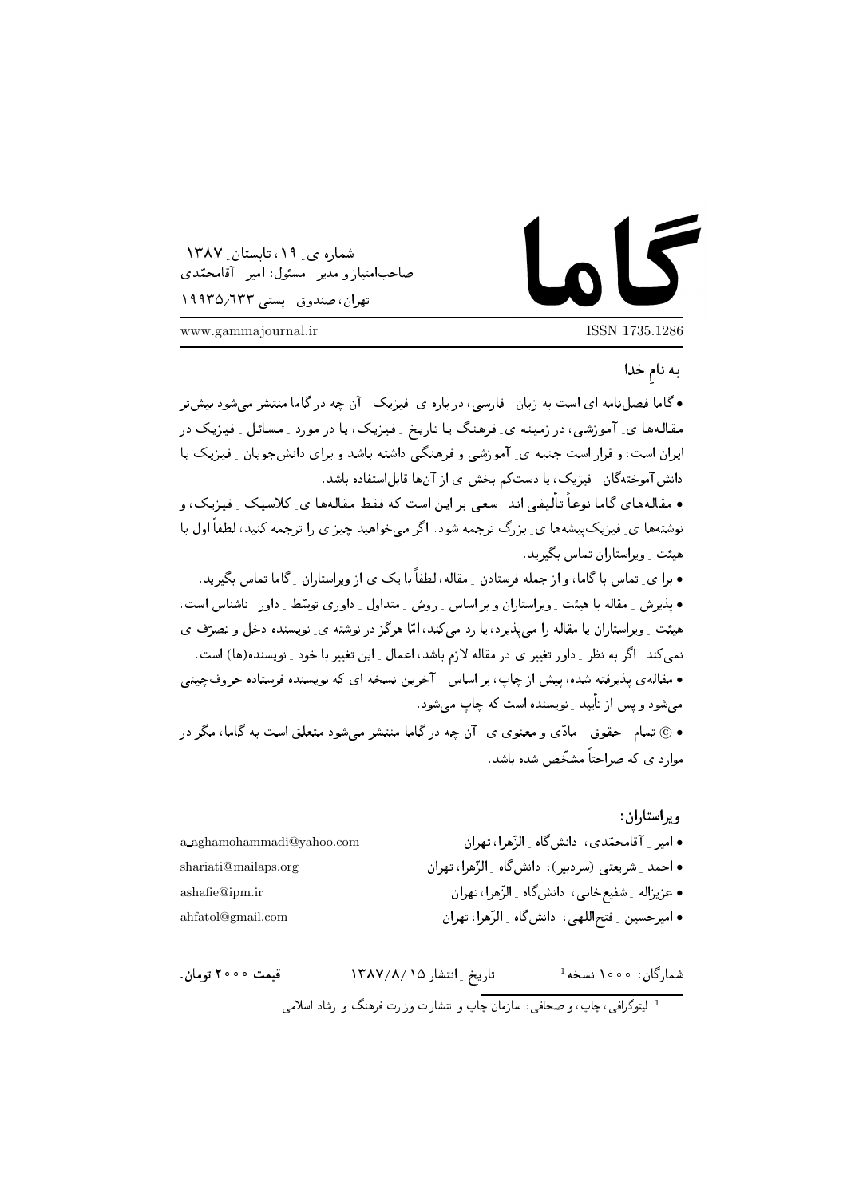# گاما

شماره ی ِ ۱۹، تابستان ِ ۱۳۸۷
صاحب‌امتیاز و مدیر ِ مسئول: امیر ِ آقامحمّدی
تهران، صندوق ِ پستی ۱۹۹۳۵/۶۳۳

www.gammajournal.ir

ISSN 1735.1286

**به نامِ خدا**

• گاما فصل‌نامه ای است به زبان ِ فارسی، درباره ی ِ فیزیک. آن چه در گاما منتشر می‌شود بیش‌تر مقاله‌ها ی ِ آموزشی، در زمینه ی ِ فرهنگ یا تاریخ ِ فیزیک، یا در مورد ِ مسائل ِ فیزیک در ایران است، و قرار است جنبه ی ِ آموزشی و فرهنگی داشته باشد و برای دانش‌جویان ِ فیزیک یا دانش‌آموختگان ِ فیزیک، یا دستِ‌کم بخش ی از آن‌ها قابلِ‌استفاده باشد.

• مقاله‌های گاما نوعاً تألیفی اند. سعی بر این است که فقط مقاله‌ها ی ِ کلاسیک ِ فیزیک، و نوشته‌ها ی ِ فیزیک‌پیشه‌ها ی ِ بزرگ ترجمه شود. اگر می‌خواهید چیز ی را ترجمه کنید، لطفاً اول با هیئت ِ ویراستاران تماس بگیرید.

• برا ی ِ تماس با گاما، و از جمله فرستادن ِ مقاله، لطفاً با یک ی از ویراستاران ِ گاما تماس بگیرید.

• پذیرش ِ مقاله با هیئت ِ ویراستاران و بر اساس ِ روش ِ متداول ِ داوری توسّط ِ داور ِ ناشناس است. هیئت ِ ویراستاران یا مقاله را می‌پذیرد، یا رد می‌کند، امّا هرگز در نوشته ی ِ نویسنده دخل و تصرّف ی نمی‌کند. اگر به نظر ِ داور تغییر ی در مقاله لازم باشد، اعمال ِ این تغییر با خود ِ نویسنده(ها) است.

• مقاله‌ی پذیرفته شده، پیش از چاپ، بر اساس ِ آخرین نسخه ای که نویسنده فرستاده حروف‌چینی می‌شود و پس از تأیید ِ نویسنده است که چاپ می‌شود.

• © تمام ِ حقوق ِ مادّی و معنوی ی ِ آن چه در گاما منتشر می‌شود متعلق است به گاما، مگر در موارد ی که صراحتاً مشخّص شده باشد.

**ویراستاران:**

• امیر ِ آقامحمّدی، دانش‌گاه ِ الزّهرا، تهران — a_aghamohammadi@yahoo.com
• احمد ِ شریعتی (سردبیر)، دانش‌گاه ِ الزّهرا، تهران — shariati@mailaps.org
• عزیزاله ِ شفیع‌خانی، دانش‌گاه ِ الزّهرا، تهران — ashafie@ipm.ir
• امیرحسین ِ فتح‌اللهی، دانش‌گاه ِ الزّهرا، تهران — ahfatol@gmail.com

شمارگان: ۱۰۰۰ نسخه[1] — تاریخ ِ انتشار ۱۳۸۷/۸/۱۵ — **قیمت ۲۰۰۰ تومان.**

[1] لیتوگرافی، چاپ، و صحافی: سازمان چاپ و انتشارات وزارت فرهنگ و ارشاد اسلامی.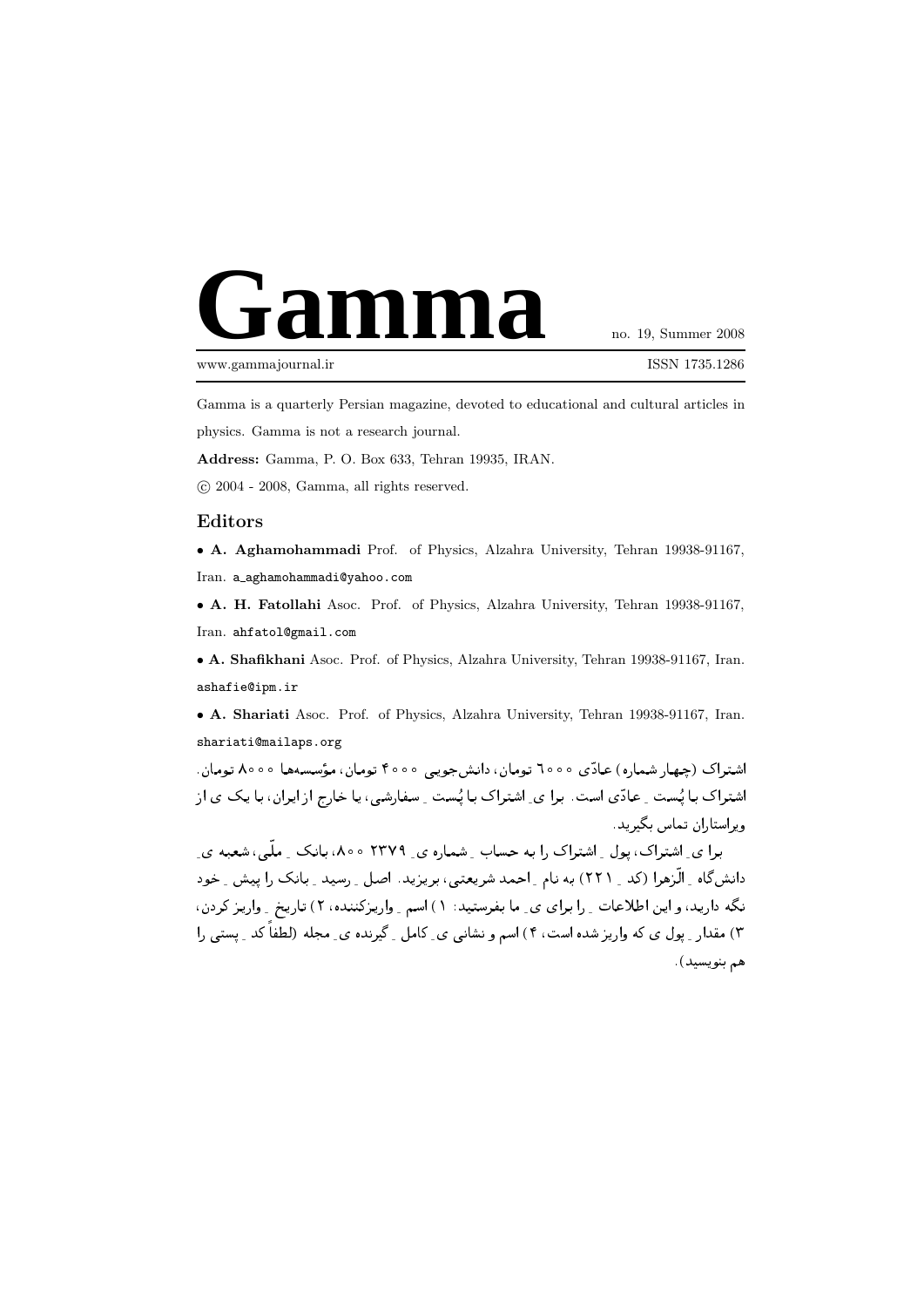# Gamma

no. 19, Summer 2008

www.gammajournal.ir

ISSN 1735.1286

Gamma is a quarterly Persian magazine, devoted to educational and cultural articles in physics. Gamma is not a research journal.

**Address:** Gamma, P. O. Box 633, Tehran 19935, IRAN.

© 2004 - 2008, Gamma, all rights reserved.

## Editors

- **A. Aghamohammadi** Prof. of Physics, Alzahra University, Tehran 19938-91167, Iran. a_aghamohammadi@yahoo.com
- **A. H. Fatollahi** Asoc. Prof. of Physics, Alzahra University, Tehran 19938-91167, Iran. ahfatol@gmail.com
- **A. Shafikhani** Asoc. Prof. of Physics, Alzahra University, Tehran 19938-91167, Iran. ashafie@ipm.ir
- **A. Shariati** Asoc. Prof. of Physics, Alzahra University, Tehran 19938-91167, Iran. shariati@mailaps.org

اشتراک (چهار شماره) عادّی ۶۰۰۰ تومان، دانش‌جویی ۴۰۰۰ تومان، مؤسسه‌ها ۸۰۰۰ تومان. اشتراک با پُست ـِ عادّی است. برا یِ اشتراک با پُست ـِ سفارشی، یا خارج از ایران، با یک ی از ویراستاران تماس بگیرید.

برا یِ اشتراک، پول ـِ اشتراک را به حساب ـِ شماره یِ ۲۳۷۹۸۰۰، بانک ـِ ملّی، شعبه یِ دانش‌گاه ـِ الّزهرا (کد ـِ ۲۲۱) به نام ـِ احمد شریعتی، بریزید. اصل ـِ رسید ـِ بانک را پیش ـِ خود نگه دارید، و این اطلاعات ـِ را برا یِ ما بفرستید: ۱) اسم ـِ واریزکننده، ۲) تاریخ ـِ واریز کردن، ۳) مقدار ـِ پول ی که واریز شده است، ۴) اسم و نشانی یِ کامل ـِ گیرنده یِ مجله (لطفاً کد ـِ پستی را هم بنویسید).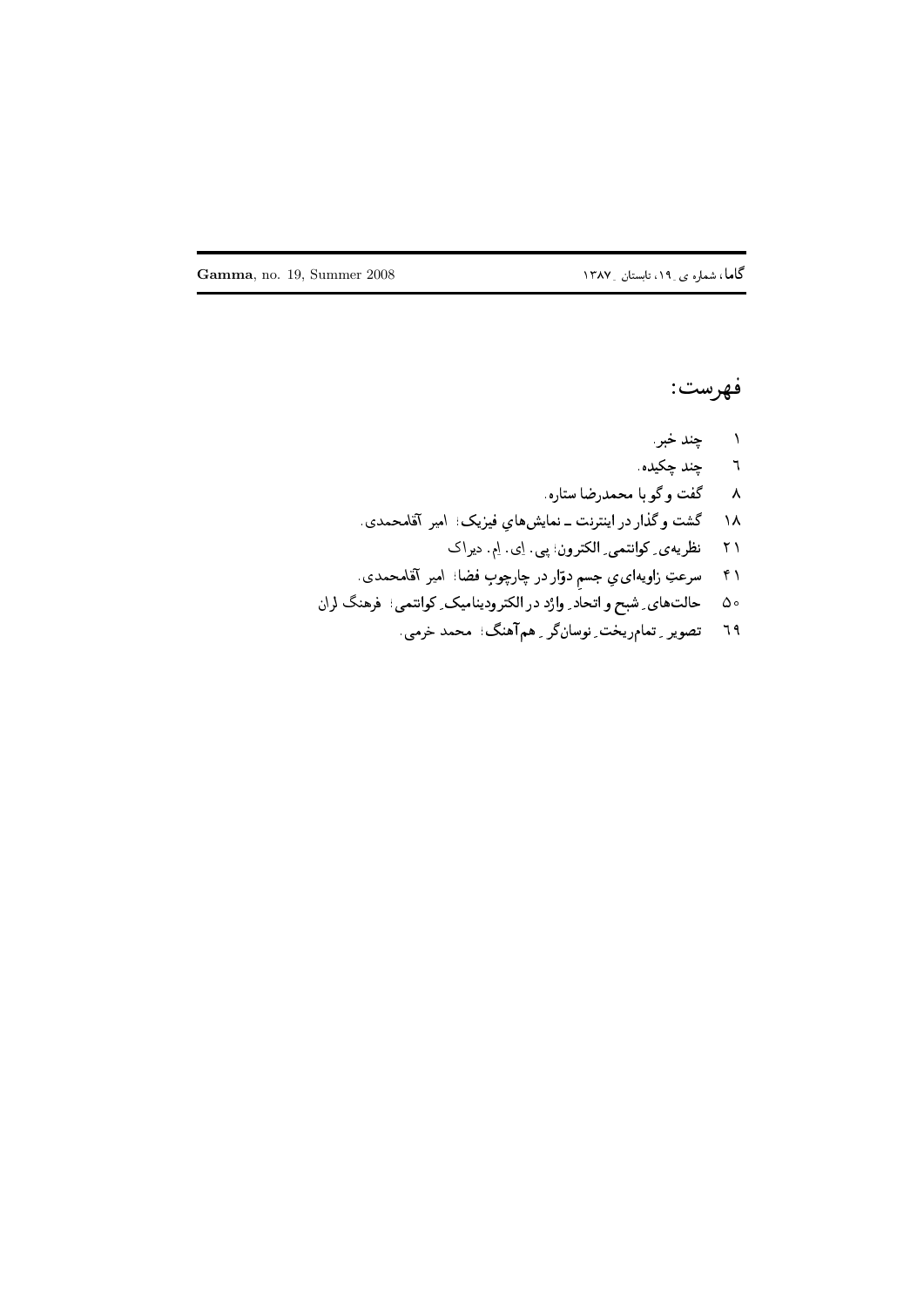# فهرست:

۱ چند خبر.

۶ چند چکیده.

۸ گفت و گو با محمدرضا ستاره.

۱۸ گشت و گذار در اینترنت ـ نمایش‌های فیزیک؛ امیر آقامحمدی.

۲۱ نظریه‌یِ کوانتمیِ الکترون؛ پی. ای. ام. دیراک

۴۱ سرعتِ زاویه‌ایِ جسمِ دوّار در چارچوبِ فضا؛ امیر آقامحمدی.

۵۰ حالت‌هایِ شبح و اتحادِ وارْد در الکترودینامیکِ کوانتمی؛ فرهنگ لران

۶۹ تصویرِ تمام‌ریختِ نوسانگرِ هم‌آهنگ؛ محمد خرمی.